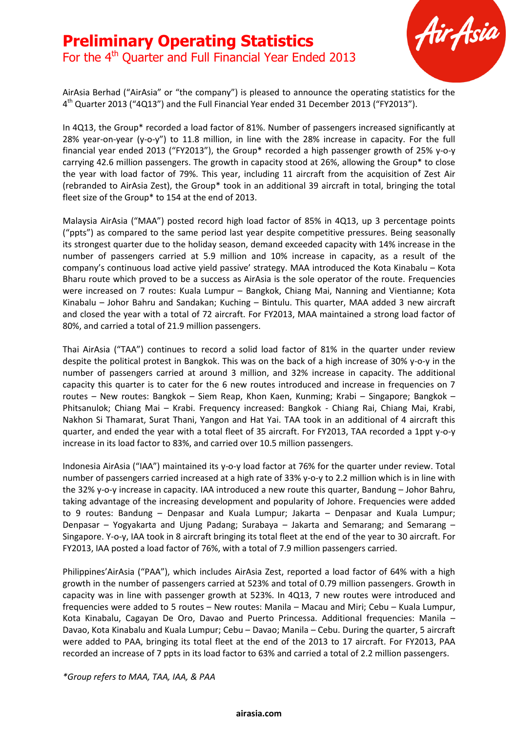# Preliminary Operating Statistics

## For the 4th Quarter and Full Financial Year Ended 2013

AirAsia Berhad ("AirAsia" or "the company") is pleased to announce the operating statistics for the 4th Quarter 2013 ("4Q13") and the Full Financial Year ended 31 December 2013 ("FY2013").

In 4Q13, the Group* recorded a load factor of 81%. Number of passengers increased significantly at 28% year-on-year (y-o-y") to 11.8 million, in line with the 28% increase in capacity. For the full financial year ended 2013 ("FY2013"), the Group* recorded a high passenger growth of 25% y-o-y carrying 42.6 million passengers. The growth in capacity stood at 26%, allowing the Group* to close the year with load factor of 79%. This year, including 11 aircraft from the acquisition of Zest Air (rebranded to AirAsia Zest), the Group* took in an additional 39 aircraft in total, bringing the total fleet size of the Group* to 154 at the end of 2013.

Malaysia AirAsia ("MAA") posted record high load factor of 85% in 4Q13, up 3 percentage points ("ppts") as compared to the same period last year despite competitive pressures. Being seasonally its strongest quarter due to the holiday season, demand exceeded capacity with 14% increase in the number of passengers carried at 5.9 million and 10% increase in capacity, as a result of the company's continuous load active yield passive' strategy. MAA introduced the Kota Kinabalu – Kota Bharu route which proved to be a success as AirAsia is the sole operator of the route. Frequencies were increased on 7 routes: Kuala Lumpur – Bangkok, Chiang Mai, Nanning and Vientianne; Kota Kinabalu – Johor Bahru and Sandakan; Kuching – Bintulu. This quarter, MAA added 3 new aircraft and closed the year with a total of 72 aircraft. For FY2013, MAA maintained a strong load factor of 80%, and carried a total of 21.9 million passengers.

Thai AirAsia ("TAA") continues to record a solid load factor of 81% in the quarter under review despite the political protest in Bangkok. This was on the back of a high increase of 30% y-o-y in the number of passengers carried at around 3 million, and 32% increase in capacity. The additional capacity this quarter is to cater for the 6 new routes introduced and increase in frequencies on 7 routes – New routes: Bangkok – Siem Reap, Khon Kaen, Kunming; Krabi – Singapore; Bangkok – Phitsanulok; Chiang Mai – Krabi. Frequency increased: Bangkok - Chiang Rai, Chiang Mai, Krabi, Nakhon Si Thamarat, Surat Thani, Yangon and Hat Yai. TAA took in an additional of 4 aircraft this quarter, and ended the year with a total fleet of 35 aircraft. For FY2013, TAA recorded a 1ppt y-o-y increase in its load factor to 83%, and carried over 10.5 million passengers.

Indonesia AirAsia ("IAA") maintained its y-o-y load factor at 76% for the quarter under review. Total number of passengers carried increased at a high rate of 33% y-o-y to 2.2 million which is in line with the 32% y-o-y increase in capacity. IAA introduced a new route this quarter, Bandung – Johor Bahru, taking advantage of the increasing development and popularity of Johore. Frequencies were added to 9 routes: Bandung – Denpasar and Kuala Lumpur; Jakarta – Denpasar and Kuala Lumpur; Denpasar – Yogyakarta and Ujung Padang; Surabaya – Jakarta and Semarang; and Semarang – Singapore. Y-o-y, IAA took in 8 aircraft bringing its total fleet at the end of the year to 30 aircraft. For FY2013, IAA posted a load factor of 76%, with a total of 7.9 million passengers carried.

Philippines'AirAsia ("PAA"), which includes AirAsia Zest, reported a load factor of 64% with a high growth in the number of passengers carried at 523% and total of 0.79 million passengers. Growth in capacity was in line with passenger growth at 523%. In 4Q13, 7 new routes were introduced and frequencies were added to 5 routes – New routes: Manila – Macau and Miri; Cebu – Kuala Lumpur, Kota Kinabalu, Cagayan De Oro, Davao and Puerto Princessa. Additional frequencies: Manila – Davao, Kota Kinabalu and Kuala Lumpur; Cebu – Davao; Manila – Cebu. During the quarter, 5 aircraft were added to PAA, bringing its total fleet at the end of the 2013 to 17 aircraft. For FY2013, PAA recorded an increase of 7 ppts in its load factor to 63% and carried a total of 2.2 million passengers.

*\*Group refers to MAA, TAA, IAA, & PAA*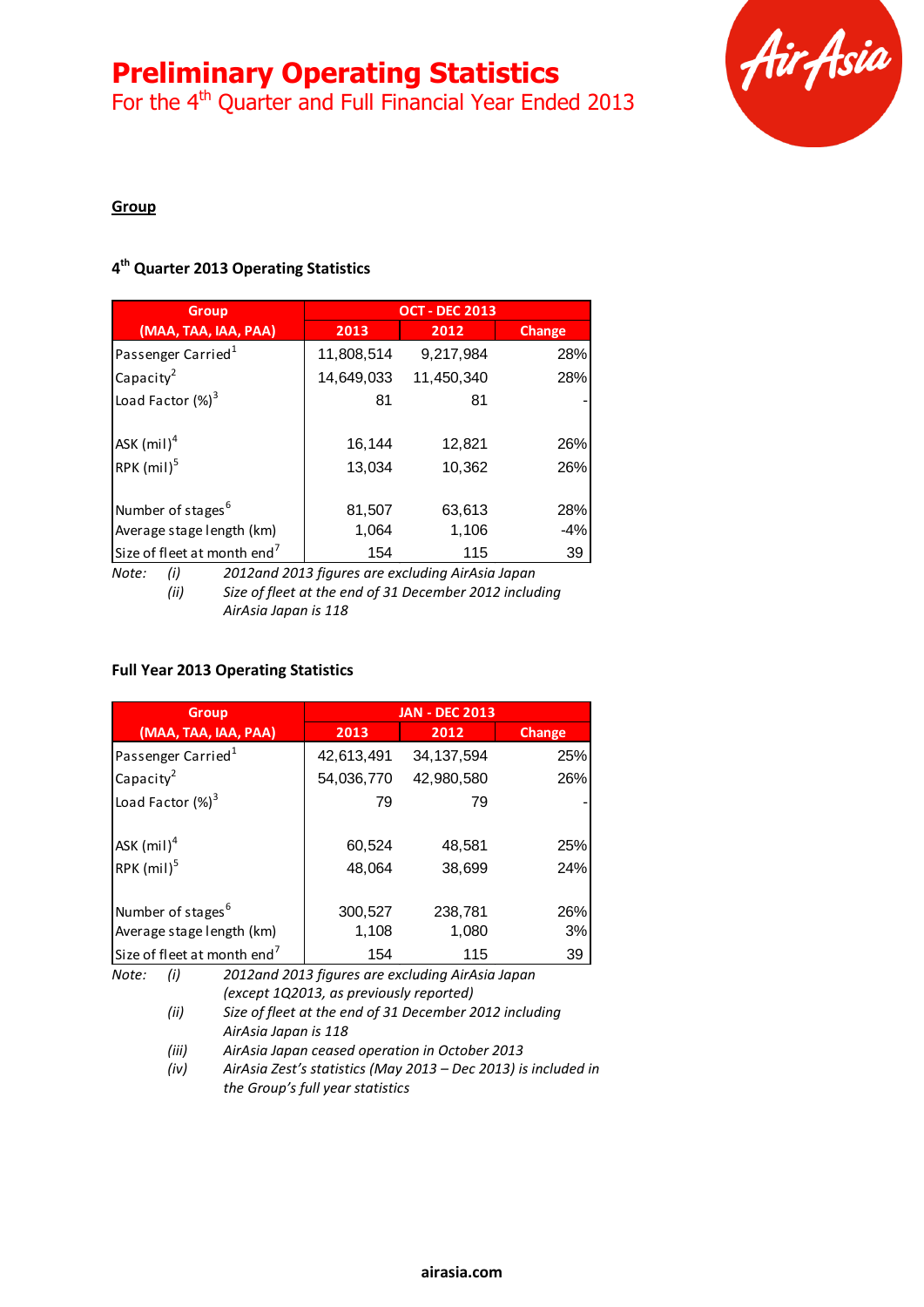# Preliminary Operating Statistics

For the 4th Quarter and Full Financial Year Ended 2013

**Group**

### 4th Quarter 2013 Operating Statistics

| Group (MAA, TAA, IAA, PAA) | OCT - DEC 2013 | | |
|---|---|---|---|
| | 2013 | 2012 | Change |
| Passenger Carried[1] | 11,808,514 | 9,217,984 | 28% |
| Capacity[2] | 14,649,033 | 11,450,340 | 28% |
| Load Factor (%)[3] | 81 | 81 | - |
| | | | |
| ASK (mil)[4] | 16,144 | 12,821 | 26% |
| RPK (mil)[5] | 13,034 | 10,362 | 26% |
| | | | |
| Number of stages[6] | 81,507 | 63,613 | 28% |
| Average stage length (km) | 1,064 | 1,106 | -4% |
| Size of fleet at month end[7] | 154 | 115 | 39 |

*Note: (i) 2012and 2013 figures are excluding AirAsia Japan*
*(ii) Size of fleet at the end of 31 December 2012 including AirAsia Japan is 118*

### Full Year 2013 Operating Statistics

| Group (MAA, TAA, IAA, PAA) | JAN - DEC 2013 | | |
|---|---|---|---|
| | 2013 | 2012 | Change |
| Passenger Carried[1] | 42,613,491 | 34,137,594 | 25% |
| Capacity[2] | 54,036,770 | 42,980,580 | 26% |
| Load Factor (%)[3] | 79 | 79 | - |
| | | | |
| ASK (mil)[4] | 60,524 | 48,581 | 25% |
| RPK (mil)[5] | 48,064 | 38,699 | 24% |
| | | | |
| Number of stages[6] | 300,527 | 238,781 | 26% |
| Average stage length (km) | 1,108 | 1,080 | 3% |
| Size of fleet at month end[7] | 154 | 115 | 39 |

*Note: (i) 2012and 2013 figures are excluding AirAsia Japan (except 1Q2013, as previously reported)*
*(ii) Size of fleet at the end of 31 December 2012 including AirAsia Japan is 118*
*(iii) AirAsia Japan ceased operation in October 2013*
*(iv) AirAsia Zest's statistics (May 2013 – Dec 2013) is included in the Group's full year statistics*

**airasia.com**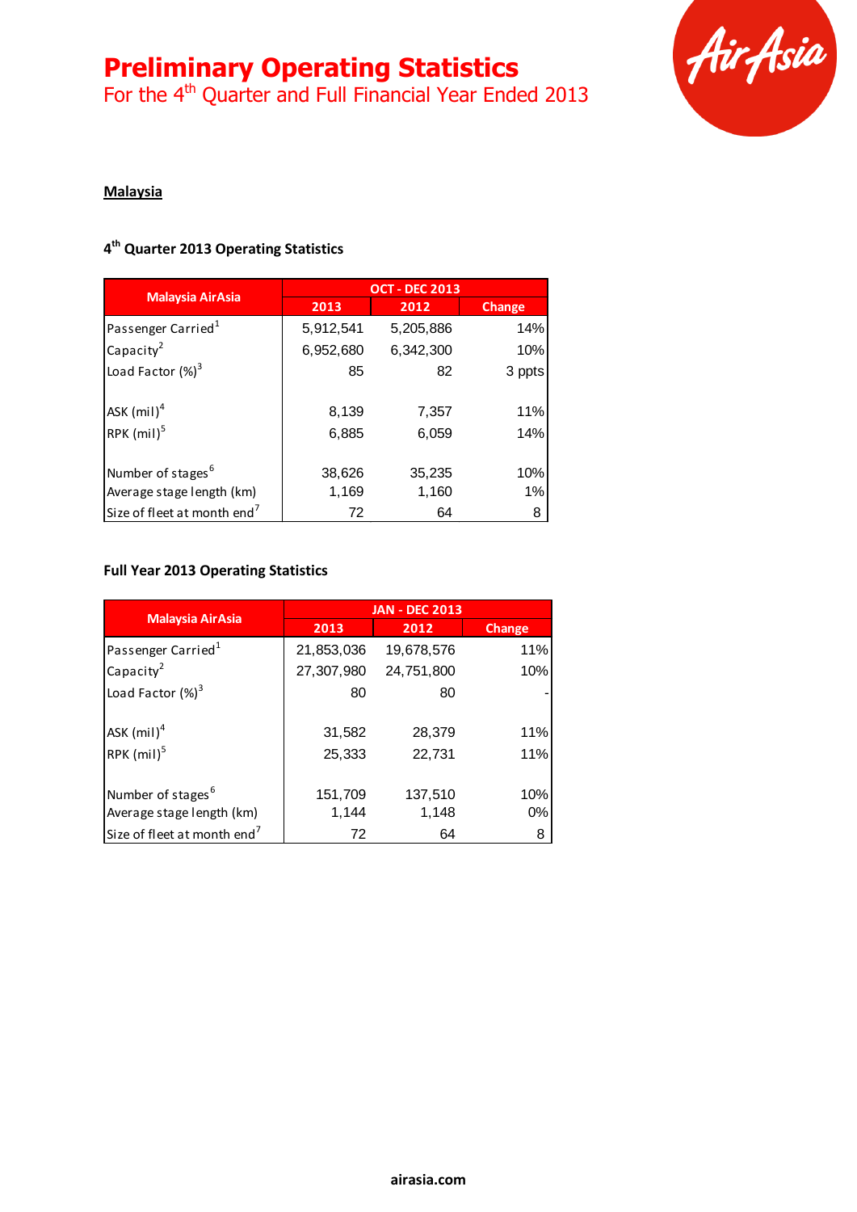# Preliminary Operating Statistics

For the 4th Quarter and Full Financial Year Ended 2013

## Malaysia

### 4th Quarter 2013 Operating Statistics

| Malaysia AirAsia | OCT - DEC 2013 | | |
|---|---|---|---|
| | 2013 | 2012 | Change |
| Passenger Carried[1] | 5,912,541 | 5,205,886 | 14% |
| Capacity[2] | 6,952,680 | 6,342,300 | 10% |
| Load Factor (%)[3] | 85 | 82 | 3 ppts |
| | | | |
| ASK (mil)[4] | 8,139 | 7,357 | 11% |
| RPK (mil)[5] | 6,885 | 6,059 | 14% |
| | | | |
| Number of stages[6] | 38,626 | 35,235 | 10% |
| Average stage length (km) | 1,169 | 1,160 | 1% |
| Size of fleet at month end[7] | 72 | 64 | 8 |

### Full Year 2013 Operating Statistics

| Malaysia AirAsia | JAN - DEC 2013 | | |
|---|---|---|---|
| | 2013 | 2012 | Change |
| Passenger Carried[1] | 21,853,036 | 19,678,576 | 11% |
| Capacity[2] | 27,307,980 | 24,751,800 | 10% |
| Load Factor (%)[3] | 80 | 80 | - |
| | | | |
| ASK (mil)[4] | 31,582 | 28,379 | 11% |
| RPK (mil)[5] | 25,333 | 22,731 | 11% |
| | | | |
| Number of stages[6] | 151,709 | 137,510 | 10% |
| Average stage length (km) | 1,144 | 1,148 | 0% |
| Size of fleet at month end[7] | 72 | 64 | 8 |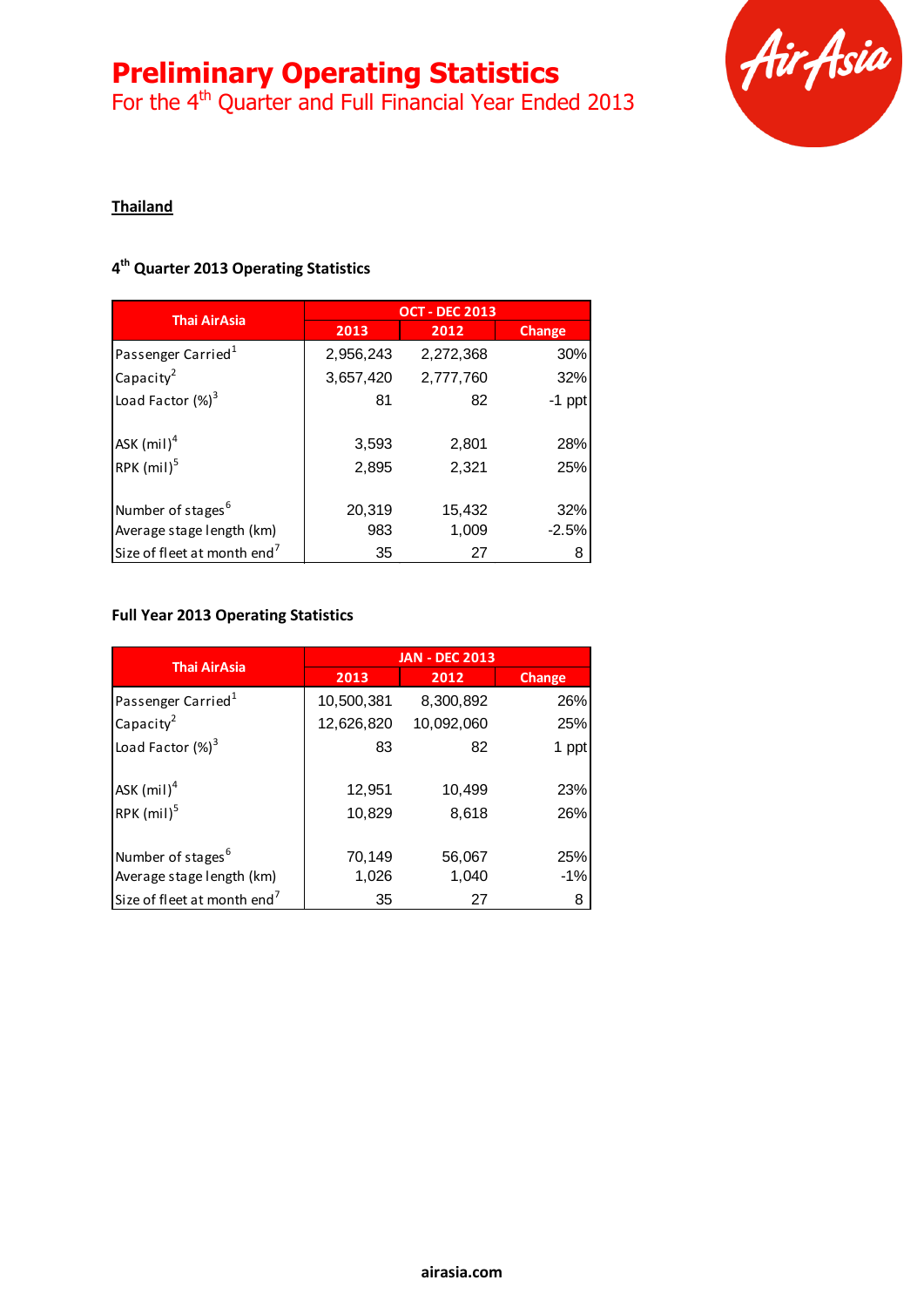# Preliminary Operating Statistics

For the 4th Quarter and Full Financial Year Ended 2013

## Thailand

### 4th Quarter 2013 Operating Statistics

| Thai AirAsia | OCT - DEC 2013 | | |
|---|---|---|---|
| | 2013 | 2012 | Change |
| Passenger Carried[1] | 2,956,243 | 2,272,368 | 30% |
| Capacity[2] | 3,657,420 | 2,777,760 | 32% |
| Load Factor (%)[3] | 81 | 82 | -1 ppt |
| ASK (mil)[4] | 3,593 | 2,801 | 28% |
| RPK (mil)[5] | 2,895 | 2,321 | 25% |
| Number of stages[6] | 20,319 | 15,432 | 32% |
| Average stage length (km) | 983 | 1,009 | -2.5% |
| Size of fleet at month end[7] | 35 | 27 | 8 |

### Full Year 2013 Operating Statistics

| Thai AirAsia | JAN - DEC 2013 | | |
|---|---|---|---|
| | 2013 | 2012 | Change |
| Passenger Carried[1] | 10,500,381 | 8,300,892 | 26% |
| Capacity[2] | 12,626,820 | 10,092,060 | 25% |
| Load Factor (%)[3] | 83 | 82 | 1 ppt |
| ASK (mil)[4] | 12,951 | 10,499 | 23% |
| RPK (mil)[5] | 10,829 | 8,618 | 26% |
| Number of stages[6] | 70,149 | 56,067 | 25% |
| Average stage length (km) | 1,026 | 1,040 | -1% |
| Size of fleet at month end[7] | 35 | 27 | 8 |

airasia.com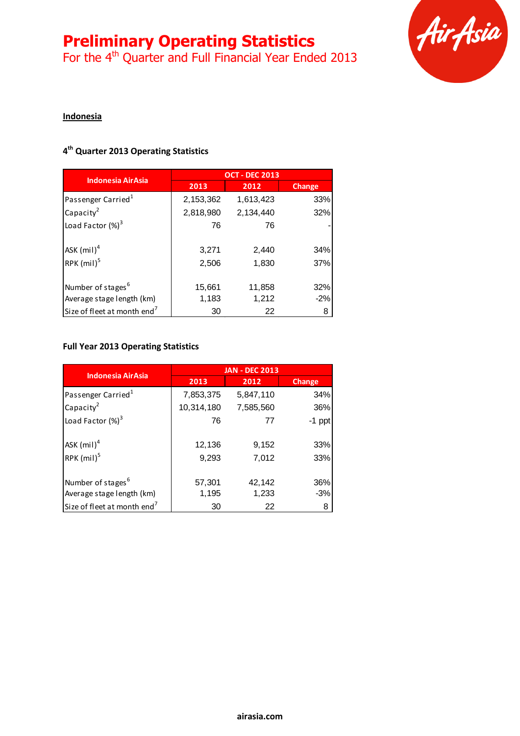# Preliminary Operating Statistics

For the 4th Quarter and Full Financial Year Ended 2013

**Indonesia**

### 4th Quarter 2013 Operating Statistics

| Indonesia AirAsia | OCT - DEC 2013 | | |
|---|---|---|---|
| | 2013 | 2012 | Change |
| Passenger Carried[1] | 2,153,362 | 1,613,423 | 33% |
| Capacity[2] | 2,818,980 | 2,134,440 | 32% |
| Load Factor (%)[3] | 76 | 76 | - |
| ASK (mil)[4] | 3,271 | 2,440 | 34% |
| RPK (mil)[5] | 2,506 | 1,830 | 37% |
| Number of stages[6] | 15,661 | 11,858 | 32% |
| Average stage length (km) | 1,183 | 1,212 | -2% |
| Size of fleet at month end[7] | 30 | 22 | 8 |

### Full Year 2013 Operating Statistics

| Indonesia AirAsia | JAN - DEC 2013 | | |
|---|---|---|---|
| | 2013 | 2012 | Change |
| Passenger Carried[1] | 7,853,375 | 5,847,110 | 34% |
| Capacity[2] | 10,314,180 | 7,585,560 | 36% |
| Load Factor (%)[3] | 76 | 77 | -1 ppt |
| ASK (mil)[4] | 12,136 | 9,152 | 33% |
| RPK (mil)[5] | 9,293 | 7,012 | 33% |
| Number of stages[6] | 57,301 | 42,142 | 36% |
| Average stage length (km) | 1,195 | 1,233 | -3% |
| Size of fleet at month end[7] | 30 | 22 | 8 |

airasia.com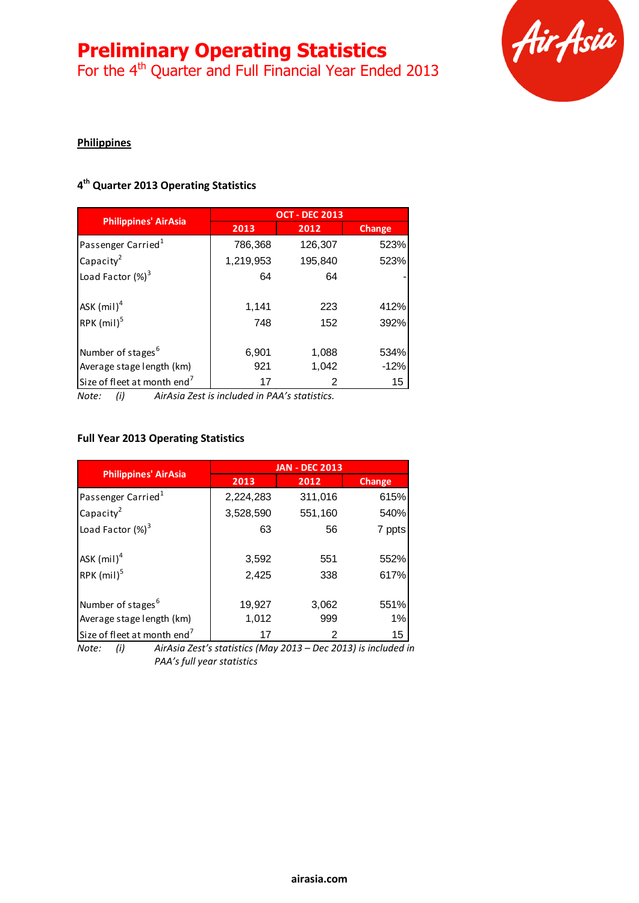# Preliminary Operating Statistics

For the 4th Quarter and Full Financial Year Ended 2013

## Philippines

### 4th Quarter 2013 Operating Statistics

| Philippines' AirAsia | OCT - DEC 2013 | | |
|---|---|---|---|
| | 2013 | 2012 | Change |
| Passenger Carried[1] | 786,368 | 126,307 | 523% |
| Capacity[2] | 1,219,953 | 195,840 | 523% |
| Load Factor (%)[3] | 64 | 64 | - |
| ASK (mil)[4] | 1,141 | 223 | 412% |
| RPK (mil)[5] | 748 | 152 | 392% |
| Number of stages[6] | 6,901 | 1,088 | 534% |
| Average stage length (km) | 921 | 1,042 | -12% |
| Size of fleet at month end[7] | 17 | 2 | 15 |

*Note: (i) AirAsia Zest is included in PAA's statistics.*

### Full Year 2013 Operating Statistics

| Philippines' AirAsia | JAN - DEC 2013 | | |
|---|---|---|---|
| | 2013 | 2012 | Change |
| Passenger Carried[1] | 2,224,283 | 311,016 | 615% |
| Capacity[2] | 3,528,590 | 551,160 | 540% |
| Load Factor (%)[3] | 63 | 56 | 7 ppts |
| ASK (mil)[4] | 3,592 | 551 | 552% |
| RPK (mil)[5] | 2,425 | 338 | 617% |
| Number of stages[6] | 19,927 | 3,062 | 551% |
| Average stage length (km) | 1,012 | 999 | 1% |
| Size of fleet at month end[7] | 17 | 2 | 15 |

*Note: (i) AirAsia Zest's statistics (May 2013 – Dec 2013) is included in PAA's full year statistics*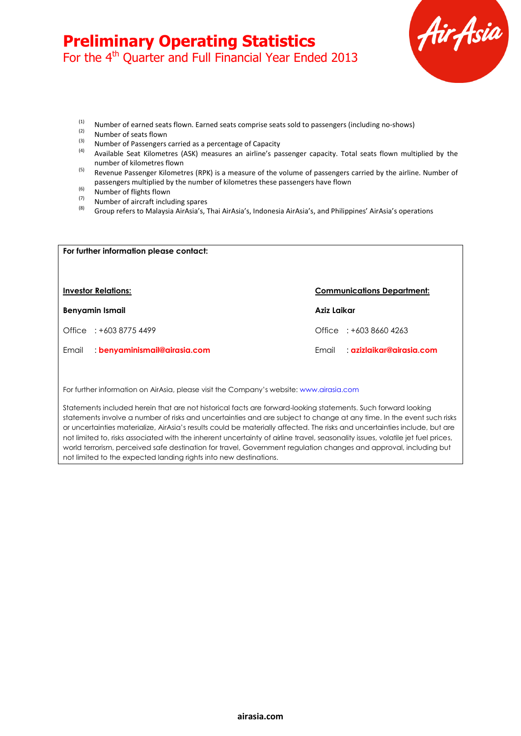# Preliminary Operating Statistics

For the 4th Quarter and Full Financial Year Ended 2013

(1) Number of earned seats flown. Earned seats comprise seats sold to passengers (including no-shows)
(2) Number of seats flown
(3) Number of Passengers carried as a percentage of Capacity
(4) Available Seat Kilometres (ASK) measures an airline's passenger capacity. Total seats flown multiplied by the number of kilometres flown
(5) Revenue Passenger Kilometres (RPK) is a measure of the volume of passengers carried by the airline. Number of passengers multiplied by the number of kilometres these passengers have flown
(6) Number of flights flown
(7) Number of aircraft including spares
(8) Group refers to Malaysia AirAsia's, Thai AirAsia's, Indonesia AirAsia's, and Philippines' AirAsia's operations

**For further information please contact:**

**Investor Relations:**

**Benyamin Ismail**

Office : +603 8775 4499

Email : **benyaminismail@airasia.com**

**Communications Department:**

**Aziz Laikar**

Office : +603 8660 4263

Email : **azizlaikar@airasia.com**

For further information on AirAsia, please visit the Company's website: www.airasia.com

Statements included herein that are not historical facts are forward-looking statements. Such forward looking statements involve a number of risks and uncertainties and are subject to change at any time. In the event such risks or uncertainties materialize, AirAsia's results could be materially affected. The risks and uncertainties include, but are not limited to, risks associated with the inherent uncertainty of airline travel, seasonality issues, volatile jet fuel prices, world terrorism, perceived safe destination for travel, Government regulation changes and approval, including but not limited to the expected landing rights into new destinations.